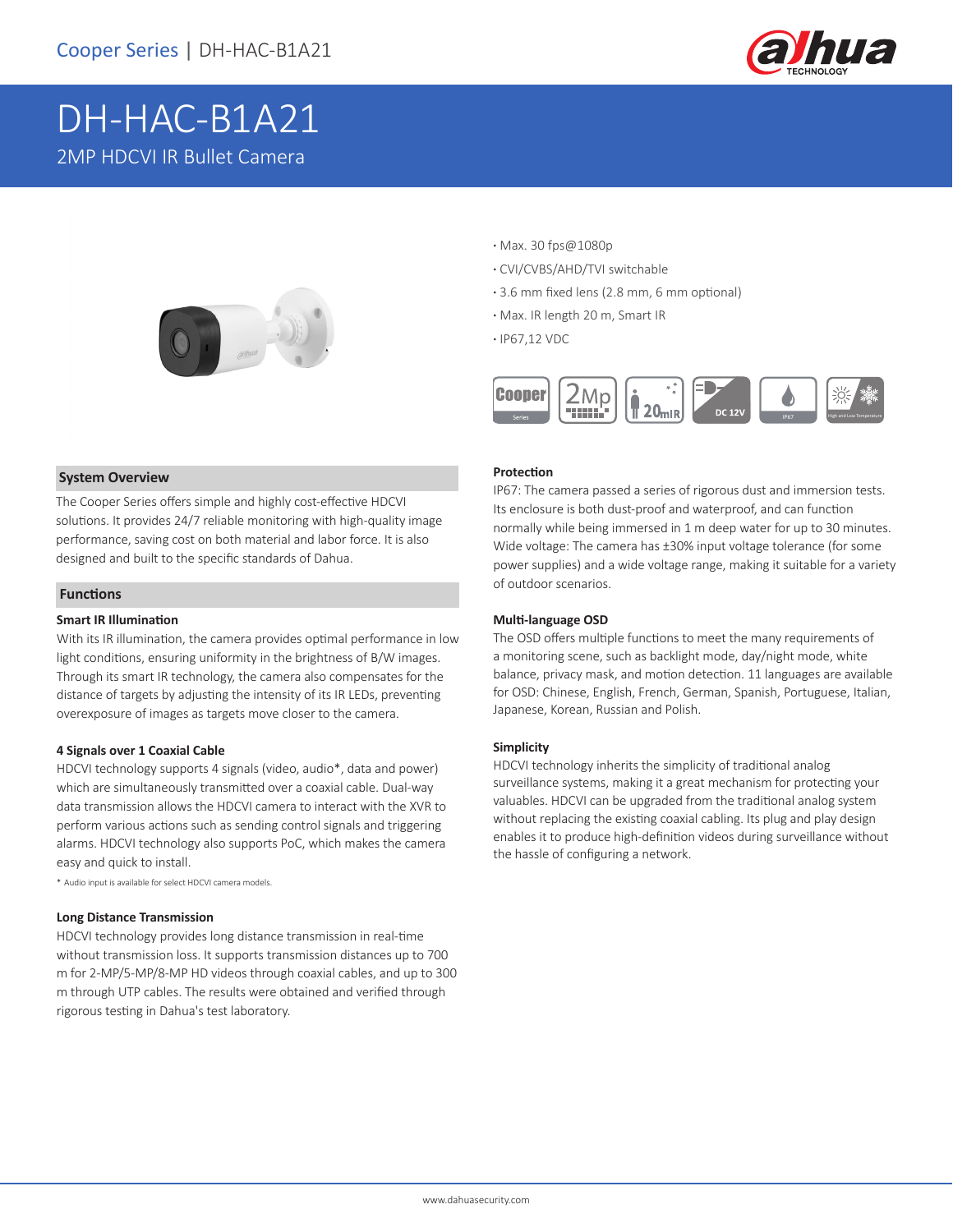Cooper Series | DH-HAC-B1A21

# DH-HAC-B1A21

2MP HDCVI IR Bullet Camera

- Max. 30 fps@1080p
- CVI/CVBS/AHD/TVI switchable
- 3.6 mm fixed lens (2.8 mm, 6 mm optional)
- Max. IR length 20 m, Smart IR
- IP67,12 VDC

## System Overview

The Cooper Series offers simple and highly cost-effective HDCVI solutions. It provides 24/7 reliable monitoring with high-quality image performance, saving cost on both material and labor force. It is also designed and built to the specific standards of Dahua.

## Functions

### Smart IR Illumination

With its IR illumination, the camera provides optimal performance in low light conditions, ensuring uniformity in the brightness of B/W images. Through its smart IR technology, the camera also compensates for the distance of targets by adjusting the intensity of its IR LEDs, preventing overexposure of images as targets move closer to the camera.

### 4 Signals over 1 Coaxial Cable

HDCVI technology supports 4 signals (video, audio*, data and power) which are simultaneously transmitted over a coaxial cable. Dual-way data transmission allows the HDCVI camera to interact with the XVR to perform various actions such as sending control signals and triggering alarms. HDCVI technology also supports PoC, which makes the camera easy and quick to install.

* Audio input is available for select HDCVI camera models.

### Long Distance Transmission

HDCVI technology provides long distance transmission in real-time without transmission loss. It supports transmission distances up to 700 m for 2-MP/5-MP/8-MP HD videos through coaxial cables, and up to 300 m through UTP cables. The results were obtained and verified through rigorous testing in Dahua's test laboratory.

### Protection

IP67: The camera passed a series of rigorous dust and immersion tests. Its enclosure is both dust-proof and waterproof, and can function normally while being immersed in 1 m deep water for up to 30 minutes.
Wide voltage: The camera has ±30% input voltage tolerance (for some power supplies) and a wide voltage range, making it suitable for a variety of outdoor scenarios.

### Multi-language OSD

The OSD offers multiple functions to meet the many requirements of a monitoring scene, such as backlight mode, day/night mode, white balance, privacy mask, and motion detection. 11 languages are available for OSD: Chinese, English, French, German, Spanish, Portuguese, Italian, Japanese, Korean, Russian and Polish.

### Simplicity

HDCVI technology inherits the simplicity of traditional analog surveillance systems, making it a great mechanism for protecting your valuables. HDCVI can be upgraded from the traditional analog system without replacing the existing coaxial cabling. Its plug and play design enables it to produce high-definition videos during surveillance without the hassle of configuring a network.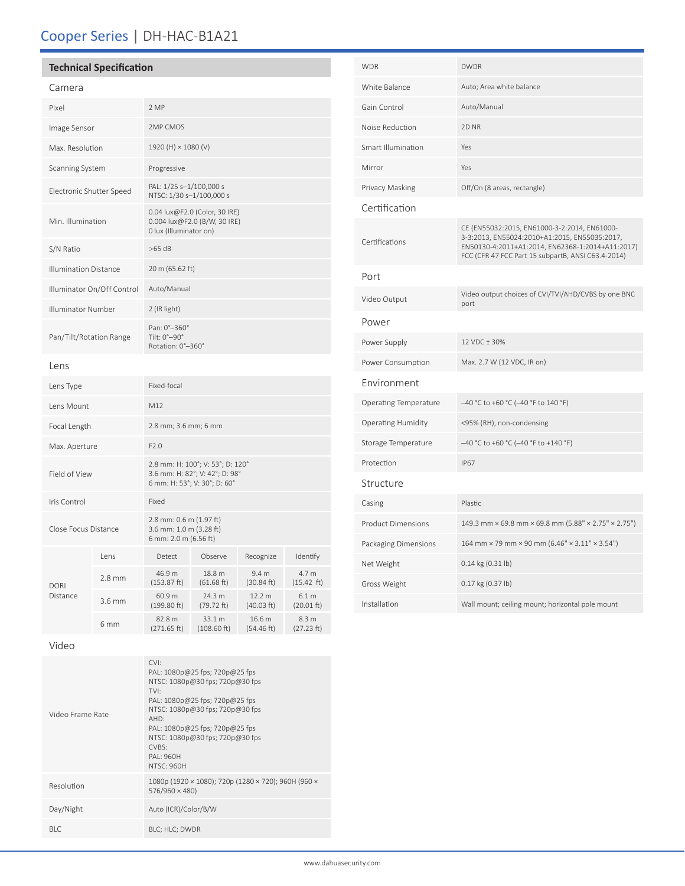# Cooper Series | DH-HAC-B1A21

## Technical Specification

### Camera

| | |
|---|---|
| Pixel | 2 MP |
| Image Sensor | 2MP CMOS |
| Max. Resolution | 1920 (H) × 1080 (V) |
| Scanning System | Progressive |
| Electronic Shutter Speed | PAL: 1/25 s–1/100,000 s<br>NTSC: 1/30 s–1/100,000 s |
| Min. Illumination | 0.04 lux@F2.0 (Color, 30 IRE)<br>0.004 lux@F2.0 (B/W, 30 IRE)<br>0 lux (Illuminator on) |
| S/N Ratio | >65 dB |
| Illumination Distance | 20 m (65.62 ft) |
| Illuminator On/Off Control | Auto/Manual |
| Illuminator Number | 2 (IR light) |
| Pan/Tilt/Rotation Range | Pan: 0°–360°<br>Tilt: 0°–90°<br>Rotation: 0°–360° |

### Lens

| | |
|---|---|
| Lens Type | Fixed-focal |
| Lens Mount | M12 |
| Focal Length | 2.8 mm; 3.6 mm; 6 mm |
| Max. Aperture | F2.0 |
| Field of View | 2.8 mm: H: 100°; V: 53°; D: 120°<br>3.6 mm: H: 82°; V: 42°; D: 98°<br>6 mm: H: 53°; V: 30°; D: 60° |
| Iris Control | Fixed |
| Close Focus Distance | 2.8 mm: 0.6 m (1.97 ft)<br>3.6 mm: 1.0 m (3.28 ft)<br>6 mm: 2.0 m (6.56 ft) |

| DORI Distance | Lens | Detect | Observe | Recognize | Identify |
|---|---|---|---|---|---|
| | 2.8 mm | 46.9 m (153.87 ft) | 18.8 m (61.68 ft) | 9.4 m (30.84 ft) | 4.7 m (15.42 ft) |
| | 3.6 mm | 60.9 m (199.80 ft) | 24.3 m (79.72 ft) | 12.2 m (40.03 ft) | 6.1 m (20.01 ft) |
| | 6 mm | 82.8 m (271.65 ft) | 33.1 m (108.60 ft) | 16.6 m (54.46 ft) | 8.3 m (27.23 ft) |

### Video

| | |
|---|---|
| Video Frame Rate | CVI:<br>PAL: 1080p@25 fps; 720p@25 fps<br>NTSC: 1080p@30 fps; 720p@30 fps<br>TVI:<br>PAL: 1080p@25 fps; 720p@25 fps<br>NTSC: 1080p@30 fps; 720p@30 fps<br>AHD:<br>PAL: 1080p@25 fps; 720p@25 fps<br>NTSC: 1080p@30 fps; 720p@30 fps<br>CVBS:<br>PAL: 960H<br>NTSC: 960H |
| Resolution | 1080p (1920 × 1080); 720p (1280 × 720); 960H (960 × 576/960 × 480) |
| Day/Night | Auto (ICR)/Color/B/W |
| BLC | BLC; HLC; DWDR |
| WDR | DWDR |
| White Balance | Auto; Area white balance |
| Gain Control | Auto/Manual |
| Noise Reduction | 2D NR |
| Smart Illumination | Yes |
| Mirror | Yes |
| Privacy Masking | Off/On (8 areas, rectangle) |

### Certification

| | |
|---|---|
| Certifications | CE (EN55032:2015, EN61000-3-2:2014, EN61000-3-3:2013, EN55024:2010+A1:2015, EN55035:2017, EN50130-4:2011+A1:2014, EN62368-1:2014+A11:2017)<br>FCC (CFR 47 FCC Part 15 subpartB, ANSI C63.4-2014) |

### Port

| | |
|---|---|
| Video Output | Video output choices of CVI/TVI/AHD/CVBS by one BNC port |

### Power

| | |
|---|---|
| Power Supply | 12 VDC ± 30% |
| Power Consumption | Max. 2.7 W (12 VDC, IR on) |

### Environment

| | |
|---|---|
| Operating Temperature | –40 °C to +60 °C (–40 °F to 140 °F) |
| Operating Humidity | <95% (RH), non-condensing |
| Storage Temperature | –40 °C to +60 °C (–40 °F to +140 °F) |
| Protection | IP67 |

### Structure

| | |
|---|---|
| Casing | Plastic |
| Product Dimensions | 149.3 mm × 69.8 mm × 69.8 mm (5.88" × 2.75" × 2.75") |
| Packaging Dimensions | 164 mm × 79 mm × 90 mm (6.46" × 3.11" × 3.54") |
| Net Weight | 0.14 kg (0.31 lb) |
| Gross Weight | 0.17 kg (0.37 lb) |
| Installation | Wall mount; ceiling mount; horizontal pole mount |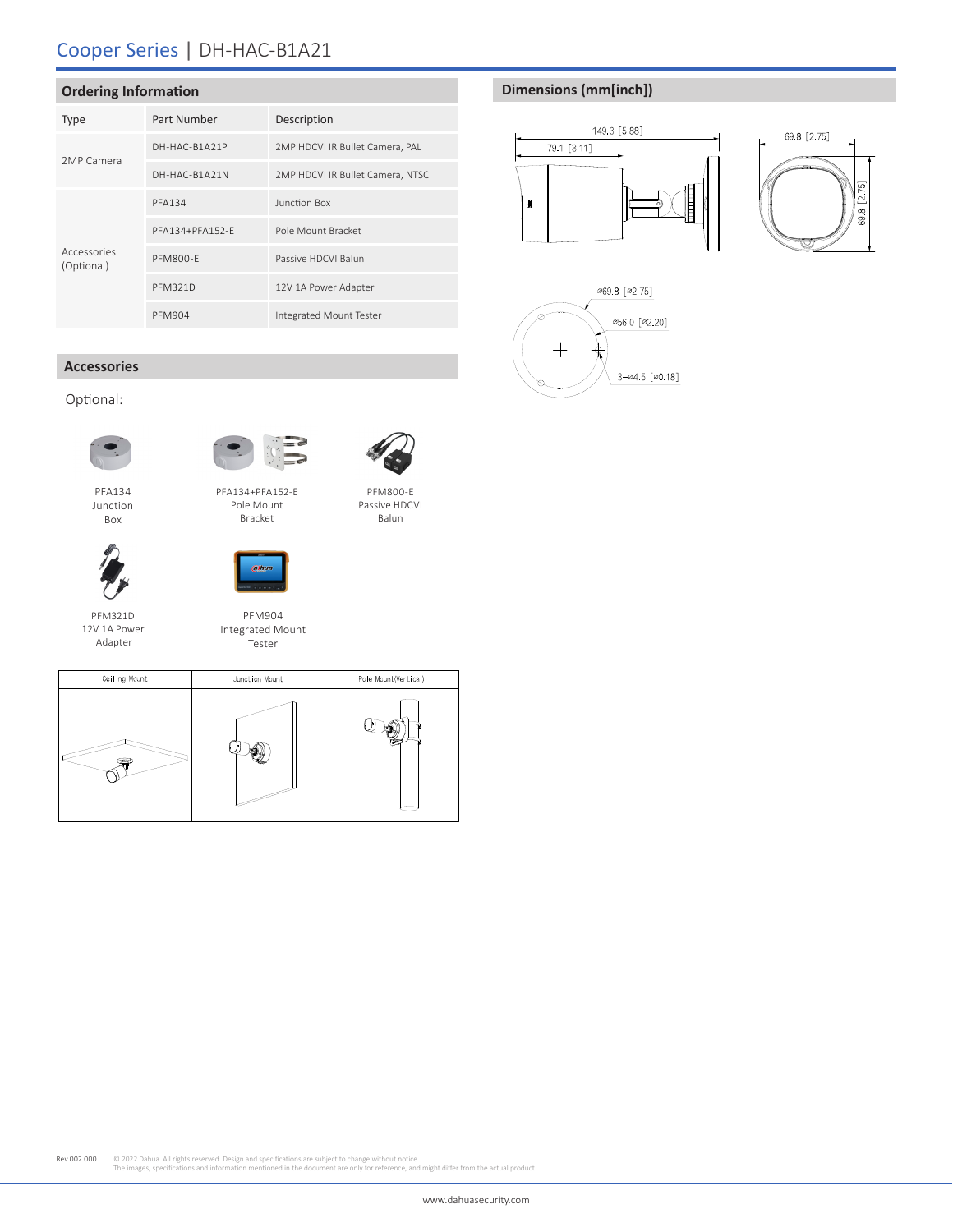## Ordering Information

| Type | Part Number | Description |
|---|---|---|
| 2MP Camera | DH-HAC-B1A21P | 2MP HDCVI IR Bullet Camera, PAL |
| | DH-HAC-B1A21N | 2MP HDCVI IR Bullet Camera, NTSC |
| Accessories (Optional) | PFA134 | Junction Box |
| | PFA134+PFA152-E | Pole Mount Bracket |
| | PFM800-E | Passive HDCVI Balun |
| | PFM321D | 12V 1A Power Adapter |
| | PFM904 | Integrated Mount Tester |

## Dimensions (mm[inch])

149.3 [5.88]
79.1 [3.11]
69.8 [2.75]
69.8 [2.75]
⌀69.8 [⌀2.75]
⌀56.0 [⌀2.20]
3-⌀4.5 [⌀0.18]

## Accessories

Optional:

PFA134 Junction Box

PFA134+PFA152-E Pole Mount Bracket

PFM800-E Passive HDCVI Balun

PFM321D 12V 1A Power Adapter

PFM904 Integrated Mount Tester

| Ceiling Mount | Junction Mount | Pole Mount(Vertical) |
|---|---|---|

Rev 002.000

© 2022 Dahua. All rights reserved. Design and specifications are subject to change without notice.
The images, specifications and information mentioned in the document are only for reference, and might differ from the actual product.

www.dahuasecurity.com